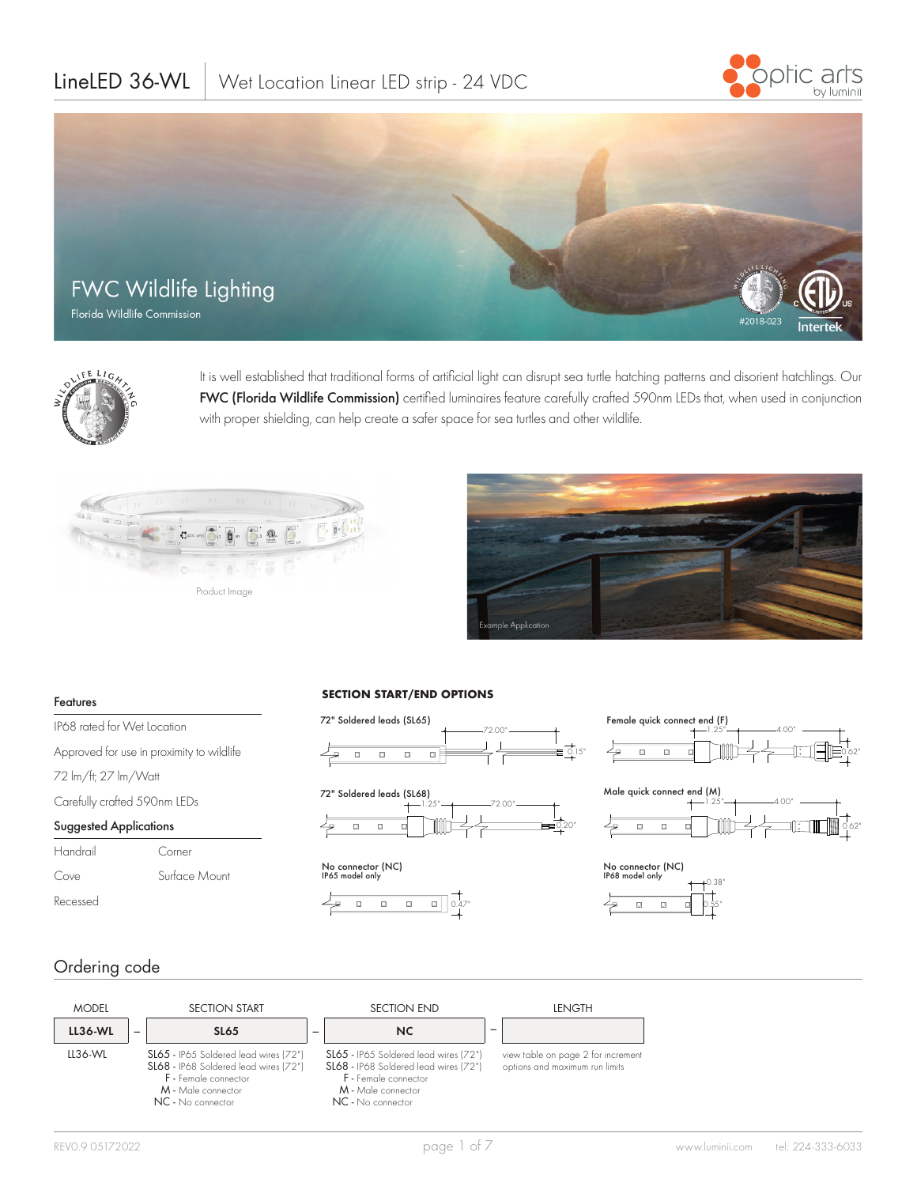# LineLED 36-WL | Wet Location Linear LED strip - 24 VDC

## FWC Wildlife Lighting

Florida Wildlife Commission

#2018-023

It is well established that traditional forms of artificial light can disrupt sea turtle hatching patterns and disorient hatchlings. Our **FWC (Florida Wildlife Commission)** certified luminaires feature carefully crafted 590nm LEDs that, when used in conjunction with proper shielding, can help create a safer space for sea turtles and other wildlife.

Product Image

Example Application

### Features

- IP68 rated for Wet Location
- Approved for use in proximity to wildlife
- 72 lm/ft; 27 lm/Watt
- Carefully crafted 590nm LEDs

### Suggested Applications

| | |
|---|---|
| Handrail | Corner |
| Cove | Surface Mount |
| Recessed | |

### SECTION START/END OPTIONS

- 72" Soldered leads (SL65) — 72.00", 0.15"
- Female quick connect end (F) — 1.25", 4.00", 0.62"
- 72" Soldered leads (SL68) — 1.25", 72.00", 0.20"
- Male quick connect end (M) — 1.25", 4.00", 0.62"
- No connector (NC), IP65 model only — 0.47"
- No connector (NC), IP68 model only — 0.38", 0.55"

## Ordering code

| MODEL | | SECTION START | | SECTION END | | LENGTH |
|---|---|---|---|---|---|---|
| **LL36-WL** | – | **SL65** | – | **NC** | – | |
| LL36-WL | | SL65 - IP65 Soldered lead wires (72")<br>SL68 - IP68 Soldered lead wires (72")<br>F - Female connector<br>M - Male connector<br>NC - No connector | | SL65 - IP65 Soldered lead wires (72")<br>SL68 - IP68 Soldered lead wires (72")<br>F - Female connector<br>M - Male connector<br>NC - No connector | | view table on page 2 for increment options and maximum run limits |

REV0.9 05172022 | www.luminii.com | tel: 224-333-6033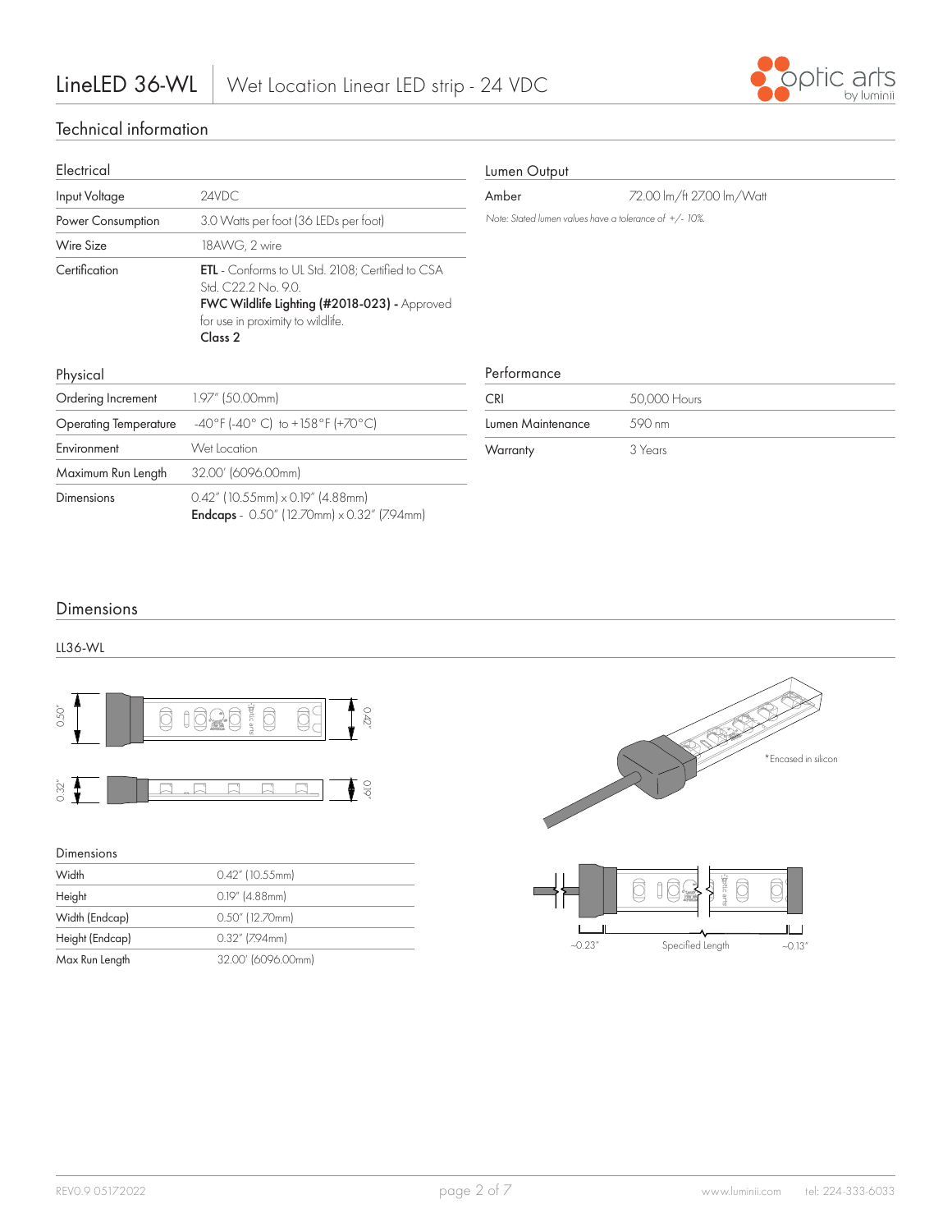## Technical information

### Electrical

| Electrical | |
|---|---|
| Input Voltage | 24VDC |
| Power Consumption | 3.0 Watts per foot (36 LEDs per foot) |
| Wire Size | 18AWG, 2 wire |
| Certification | **ETL** - Conforms to UL Std. 2108; Certified to CSA Std. C22.2 No. 9.0. **FWC Wildlife Lighting (#2018-023) -** Approved for use in proximity to wildlife. **Class 2** |

### Lumen Output

| Lumen Output | |
|---|---|
| Amber | 72.00 lm/ft 27.00 lm/Watt |

*Note: Stated lumen values have a tolerance of +/- 10%.*

### Physical

| Physical | |
|---|---|
| Ordering Increment | 1.97" (50.00mm) |
| Operating Temperature | -40°F (-40° C) to +158°F (+70°C) |
| Environment | Wet Location |
| Maximum Run Length | 32.00' (6096.00mm) |
| Dimensions | 0.42" (10.55mm) x 0.19" (4.88mm) **Endcaps** - 0.50" (12.70mm) x 0.32" (7.94mm) |

### Performance

| Performance | |
|---|---|
| CRI | 50,000 Hours |
| Lumen Maintenance | 590 nm |
| Warranty | 3 Years |

## Dimensions

LL36-WL

0.50" 0.42" 0.32" 0.19"

*Encased in silicon

~0.23" Specified Length ~0.13"

| Dimensions | |
|---|---|
| Width | 0.42" (10.55mm) |
| Height | 0.19" (4.88mm) |
| Width (Endcap) | 0.50" (12.70mm) |
| Height (Endcap) | 0.32" (7.94mm) |
| Max Run Length | 32.00' (6096.00mm) |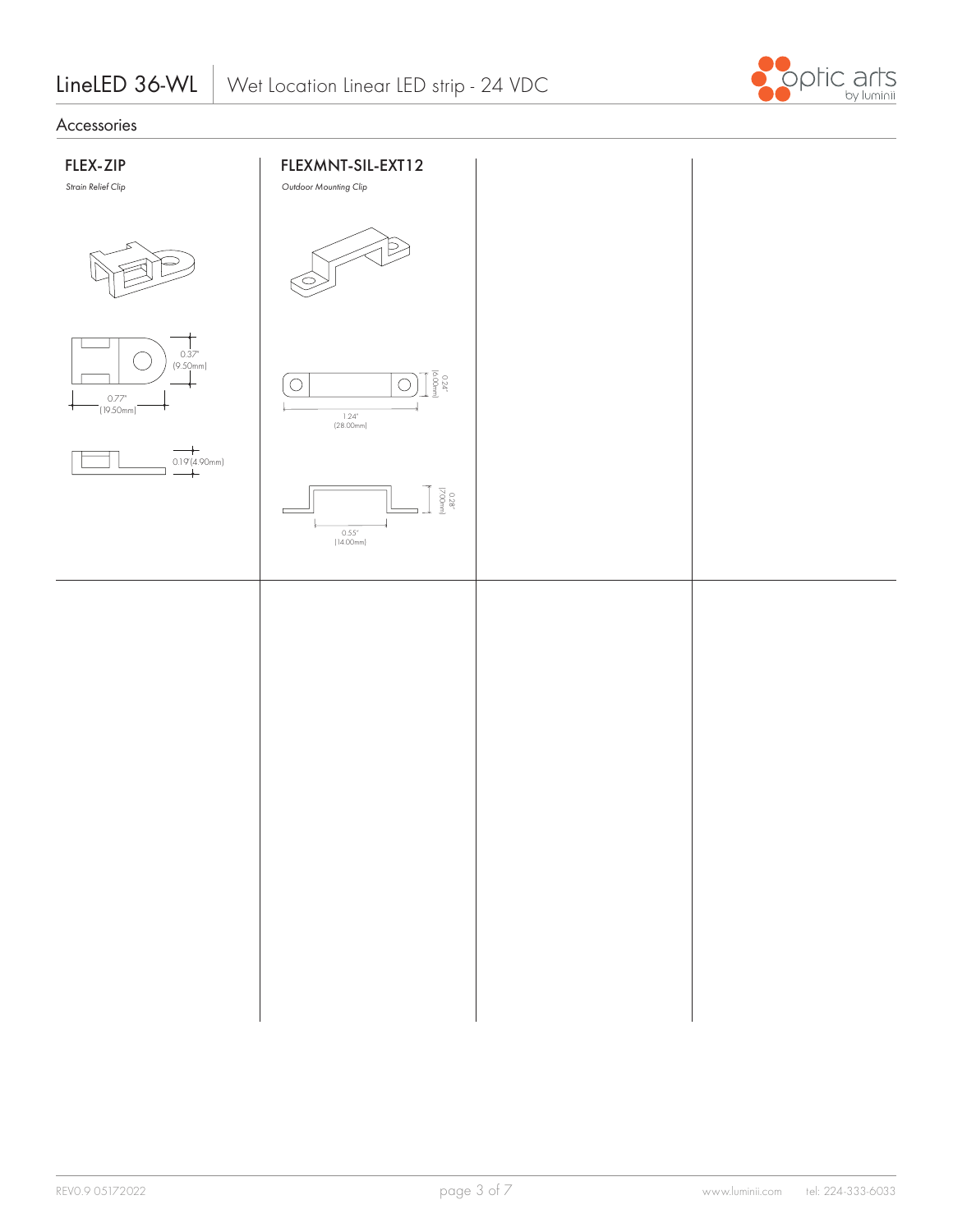## Accessories

### FLEX-ZIP

*Strain Relief Clip*

0.37" (9.50mm)

0.77" (19.50mm)

0.19 (4.90mm)

### FLEXMNT-SIL-EXT12

*Outdoor Mounting Clip*

0.24" (6.00mm)

1.24" (28.00mm)

0.28" (7.00mm)

0.55" (14.00mm)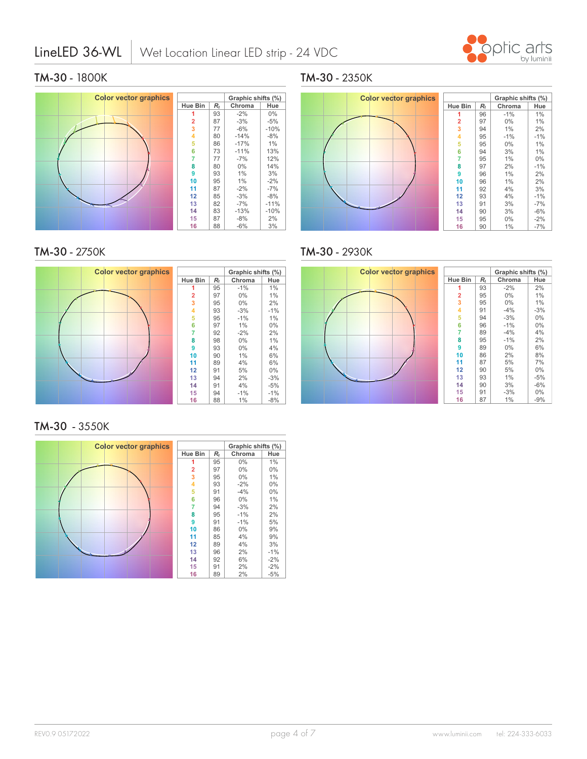## TM-30 - 1800K

Color vector graphics

| Hue Bin | $R_f$ | Graphic shifts (%) Chroma | Hue |
|---|---|---|---|
| 1 | 93 | -2% | 0% |
| 2 | 87 | -3% | -5% |
| 3 | 77 | -6% | -10% |
| 4 | 80 | -14% | -8% |
| 5 | 86 | -17% | 1% |
| 6 | 73 | -11% | 13% |
| 7 | 77 | -7% | 12% |
| 8 | 80 | 0% | 14% |
| 9 | 93 | 1% | 3% |
| 10 | 95 | 1% | -2% |
| 11 | 87 | -2% | -7% |
| 12 | 85 | -3% | -8% |
| 13 | 82 | -7% | -11% |
| 14 | 83 | -13% | -10% |
| 15 | 87 | -8% | 2% |
| 16 | 88 | -6% | 3% |

## TM-30 - 2350K

Color vector graphics

| Hue Bin | $R_f$ | Graphic shifts (%) Chroma | Hue |
|---|---|---|---|
| 1 | 96 | -1% | 1% |
| 2 | 97 | 0% | 1% |
| 3 | 94 | 1% | 2% |
| 4 | 95 | -1% | -1% |
| 5 | 95 | 0% | 1% |
| 6 | 94 | 3% | 1% |
| 7 | 95 | 1% | 0% |
| 8 | 97 | 2% | -1% |
| 9 | 96 | 1% | 2% |
| 10 | 96 | 1% | 2% |
| 11 | 92 | 4% | 3% |
| 12 | 93 | 4% | -1% |
| 13 | 91 | 3% | -7% |
| 14 | 90 | 3% | -6% |
| 15 | 95 | 0% | -2% |
| 16 | 90 | 1% | -7% |

## TM-30 - 2750K

Color vector graphics

| Hue Bin | $R_f$ | Graphic shifts (%) Chroma | Hue |
|---|---|---|---|
| 1 | 95 | -1% | 1% |
| 2 | 97 | 0% | 1% |
| 3 | 95 | 0% | 2% |
| 4 | 93 | -3% | -1% |
| 5 | 95 | -1% | 1% |
| 6 | 97 | 1% | 0% |
| 7 | 92 | -2% | 2% |
| 8 | 98 | 0% | 1% |
| 9 | 93 | 0% | 4% |
| 10 | 90 | 1% | 6% |
| 11 | 89 | 4% | 6% |
| 12 | 91 | 5% | 0% |
| 13 | 94 | 2% | -3% |
| 14 | 91 | 4% | -5% |
| 15 | 94 | -1% | -1% |
| 16 | 88 | 1% | -8% |

## TM-30 - 2930K

Color vector graphics

| Hue Bin | $R_f$ | Graphic shifts (%) Chroma | Hue |
|---|---|---|---|
| 1 | 93 | -2% | 2% |
| 2 | 95 | 0% | 1% |
| 3 | 95 | 0% | 1% |
| 4 | 91 | -4% | -3% |
| 5 | 94 | -3% | 0% |
| 6 | 96 | -1% | 0% |
| 7 | 89 | -4% | 4% |
| 8 | 95 | -1% | 2% |
| 9 | 89 | 0% | 6% |
| 10 | 86 | 2% | 8% |
| 11 | 87 | 5% | 7% |
| 12 | 90 | 5% | 0% |
| 13 | 93 | 1% | -5% |
| 14 | 90 | 3% | -6% |
| 15 | 91 | -3% | 0% |
| 16 | 87 | 1% | -9% |

## TM-30 - 3550K

Color vector graphics

| Hue Bin | $R_f$ | Graphic shifts (%) Chroma | Hue |
|---|---|---|---|
| 1 | 95 | 0% | 1% |
| 2 | 97 | 0% | 0% |
| 3 | 95 | 0% | 1% |
| 4 | 93 | -2% | 0% |
| 5 | 91 | -4% | 0% |
| 6 | 96 | 0% | 1% |
| 7 | 94 | -3% | 2% |
| 8 | 95 | -1% | 2% |
| 9 | 91 | -1% | 5% |
| 10 | 86 | 0% | 9% |
| 11 | 85 | 4% | 9% |
| 12 | 89 | 4% | 3% |
| 13 | 96 | 2% | -1% |
| 14 | 92 | 6% | -2% |
| 15 | 91 | 2% | -2% |
| 16 | 89 | 2% | -5% |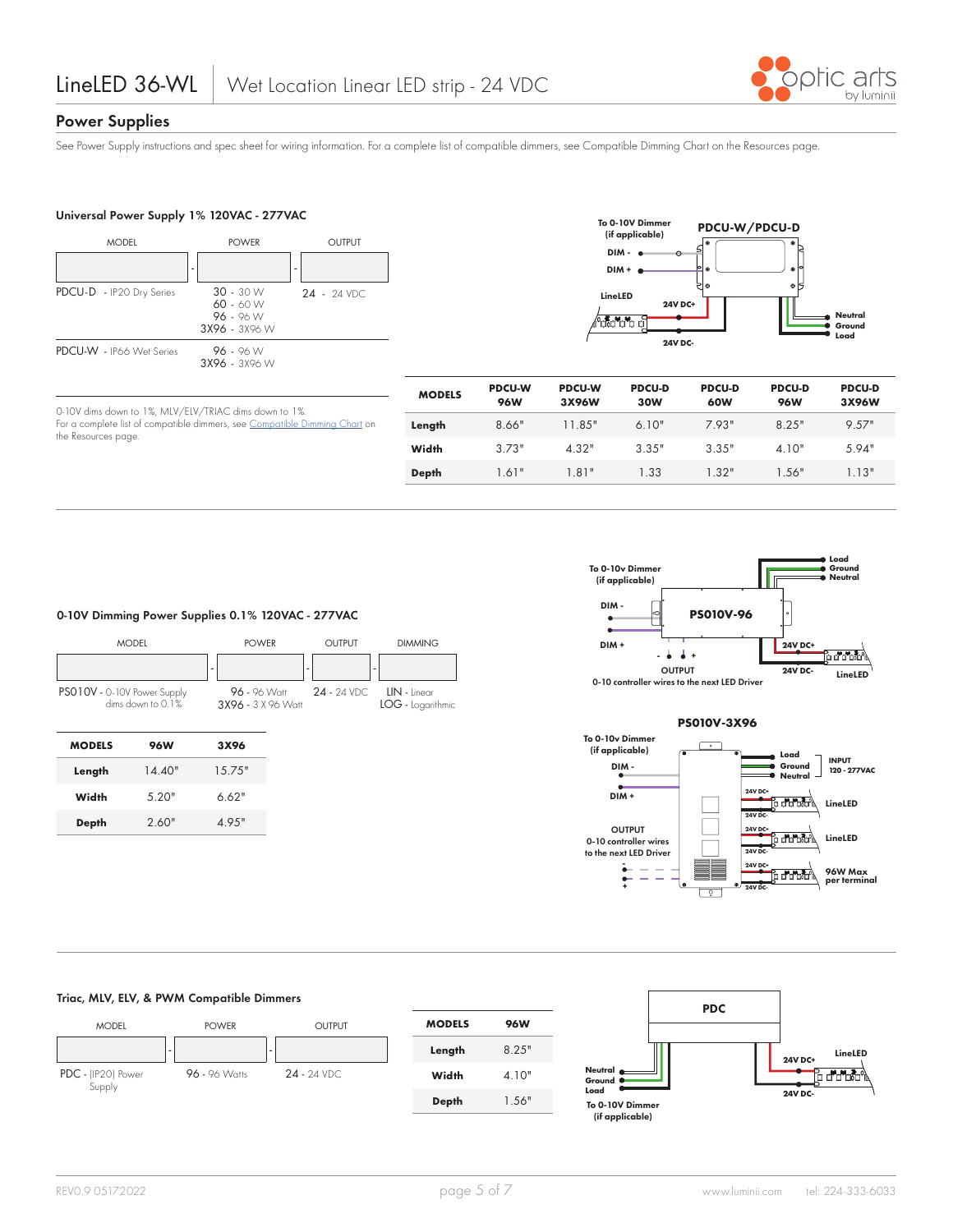## Power Supplies

See Power Supply instructions and spec sheet for wiring information. For a complete list of compatible dimmers, see Compatible Dimming Chart on the Resources page.

### Universal Power Supply 1% 120VAC - 277VAC

| MODEL | POWER | OUTPUT |
|---|---|---|
| PDCU-D - IP20 Dry Series | 30 - 30 W<br>60 - 60 W<br>96 - 96 W<br>3X96 - 3X96 W | 24 - 24 VDC |
| PDCU-W - IP66 Wet Series | 96 - 96 W<br>3X96 - 3X96 W | |

0-10V dims down to 1%, MLV/ELV/TRIAC dims down to 1%.
For a complete list of compatible dimmers, see Compatible Dimming Chart on the Resources page.

| MODELS | PDCU-W 96W | PDCU-W 3X96W | PDCU-D 30W | PDCU-D 60W | PDCU-D 96W | PDCU-D 3X96W |
|---|---|---|---|---|---|---|
| Length | 8.66" | 11.85" | 6.10" | 7.93" | 8.25" | 9.57" |
| Width | 3.73" | 4.32" | 3.35" | 3.35" | 4.10" | 5.94" |
| Depth | 1.61" | 1.81" | 1.33 | 1.32" | 1.56" | 1.13" |

PDCU-W/PDCU-D

To 0-10V Dimmer (if applicable)
DIM -
DIM +
LineLED
24V DC+
24V DC-
Neutral
Ground
Load

### 0-10V Dimming Power Supplies 0.1% 120VAC - 277VAC

| MODEL | POWER | OUTPUT | DIMMING |
|---|---|---|---|
| PS010V - 0-10V Power Supply dims down to 0.1% | 96 - 96 Watt<br>3X96 - 3 X 96 Watt | 24 - 24 VDC | LIN - Linear<br>LOG - Logarithmic |

| MODELS | 96W | 3X96 |
|---|---|---|
| Length | 14.40" | 15.75" |
| Width | 5.20" | 6.62" |
| Depth | 2.60" | 4.95" |

PS010V-96

To 0-10v Dimmer (if applicable)
DIM -
DIM +
Load
Ground
Neutral
24V DC+
24V DC-
LineLED
OUTPUT
0-10 controller wires to the next LED Driver

PS010V-3X96

To 0-10v Dimmer (if applicable)
DIM -
DIM +
Load
Ground
Neutral
INPUT 120 - 277VAC
24V DC+
24V DC-
LineLED
LineLED
96W Max per terminal
OUTPUT
0-10 controller wires to the next LED Driver

### Triac, MLV, ELV, & PWM Compatible Dimmers

| MODEL | POWER | OUTPUT |
|---|---|---|
| PDC - (IP20) Power Supply | 96 - 96 Watts | 24 - 24 VDC |

| MODELS | 96W |
|---|---|
| Length | 8.25" |
| Width | 4.10" |
| Depth | 1.56" |

PDC

Neutral
Ground
Load
To 0-10V Dimmer (if applicable)
24V DC+
24V DC-
LineLED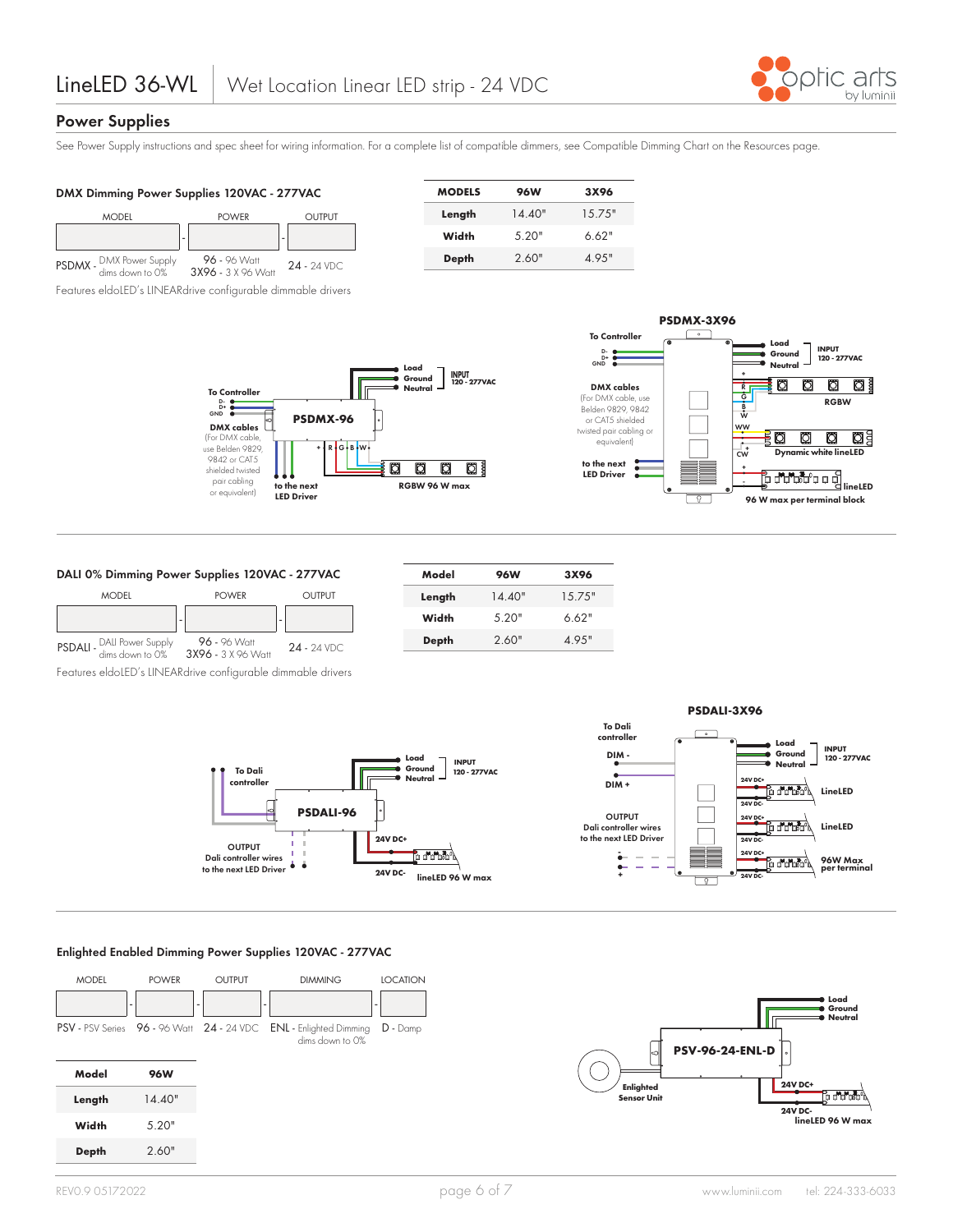## Power Supplies

See Power Supply instructions and spec sheet for wiring information. For a complete list of compatible dimmers, see Compatible Dimming Chart on the Resources page.

### DMX Dimming Power Supplies 120VAC - 277VAC

| MODEL | POWER | OUTPUT |
|---|---|---|
| PSDMX - DMX Power Supply dims down to 0% | 96 - 96 Watt<br>3X96 - 3 X 96 Watt | 24 - 24 VDC |

Features eldoLED's LINEARdrive configurable dimmable drivers

| MODELS | 96W | 3X96 |
|---|---|---|
| Length | 14.40" | 15.75" |
| Width | 5.20" | 6.62" |
| Depth | 2.60" | 4.95" |

**PSDMX-96**

To Controller: D-, D+, GND

DMX cables (For DMX cable, use Belden 9829, 9842 or CAT5 shielded twisted pair cabling or equivalent)

Load, Ground, Neutral — INPUT 120 - 277VAC

+ R G B W

to the next LED Driver

RGBW 96 W max

**PSDMX-3X96**

To Controller: D-, D+, GND

Load, Ground, Neutral — INPUT 120 - 277VAC

DMX cables (For DMX cable, use Belden 9829, 9842 or CAT5 shielded twisted pair cabling or equivalent)

to the next LED Driver

+ R G B W — RGBW

WW + CW — Dynamic white lineLED

+ - lineLED

96 W max per terminal block

### DALI 0% Dimming Power Supplies 120VAC - 277VAC

| MODEL | POWER | OUTPUT |
|---|---|---|
| PSDALI - DALI Power Supply dims down to 0% | 96 - 96 Watt<br>3X96 - 3 X 96 Watt | 24 - 24 VDC |

Features eldoLED's LINEARdrive configurable dimmable drivers

| Model | 96W | 3X96 |
|---|---|---|
| Length | 14.40" | 15.75" |
| Width | 5.20" | 6.62" |
| Depth | 2.60" | 4.95" |

**PSDALI-96**

To Dali controller

Load, Ground, Neutral — INPUT 120 - 277VAC

OUTPUT Dali controller wires to the next LED Driver

24V DC+, 24V DC-

lineLED 96 W max

**PSDALI-3X96**

To Dali controller: DIM -, DIM +

Load, Ground, Neutral — INPUT 120 - 277VAC

OUTPUT Dali controller wires to the next LED Driver

24V DC+, 24V DC- — LineLED

24V DC+, 24V DC- — LineLED

24V DC+, 24V DC- — 96W Max per terminal

### Enlighted Enabled Dimming Power Supplies 120VAC - 277VAC

| MODEL | POWER | OUTPUT | DIMMING | LOCATION |
|---|---|---|---|---|
| PSV - PSV Series | 96 - 96 Watt | 24 - 24 VDC | ENL - Enlighted Dimming dims down to 0% | D - Damp |

| Model | 96W |
|---|---|
| Length | 14.40" |
| Width | 5.20" |
| Depth | 2.60" |

**PSV-96-24-ENL-D**

Load, Ground, Neutral

Enlighted Sensor Unit

24V DC+, 24V DC-

lineLED 96 W max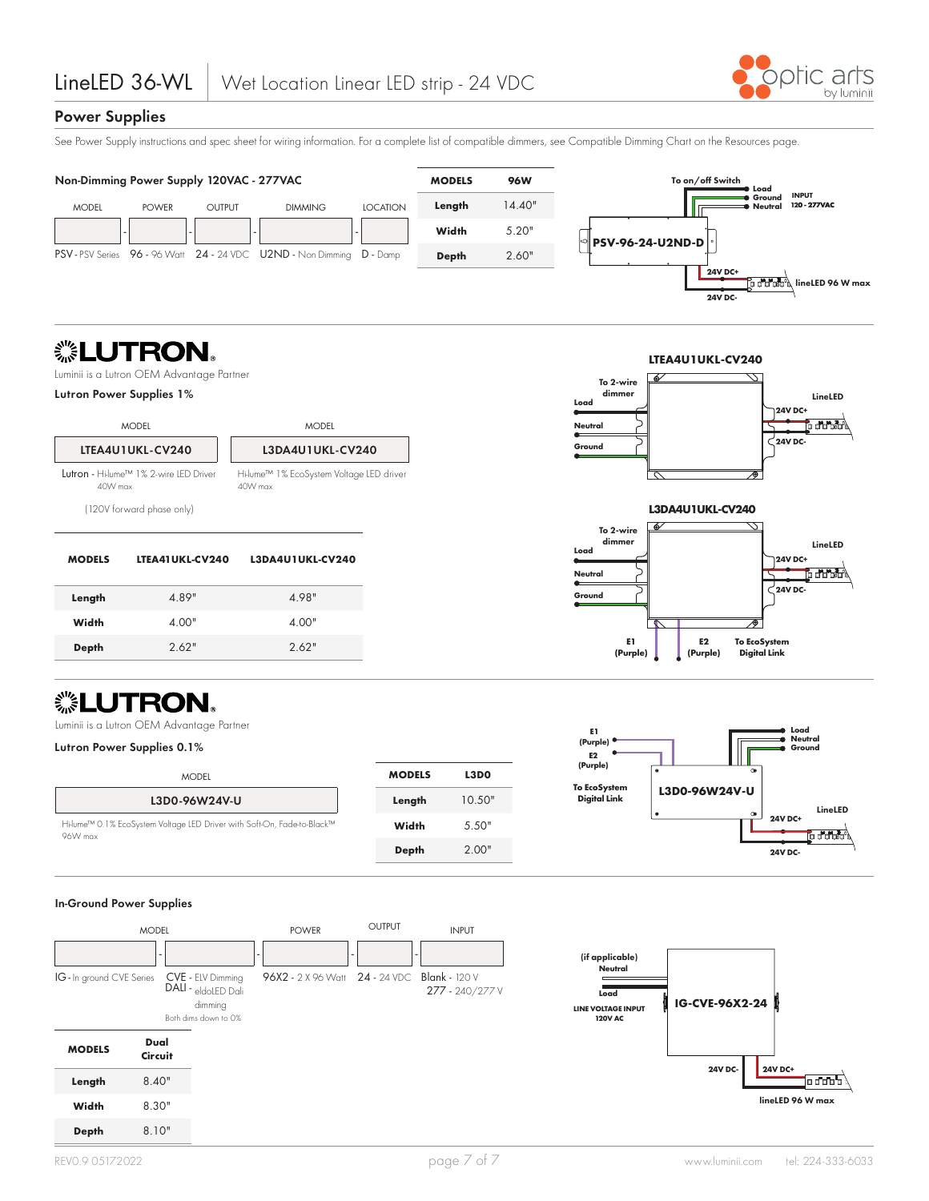## Power Supplies

See Power Supply instructions and spec sheet for wiring information. For a complete list of compatible dimmers, see Compatible Dimming Chart on the Resources page.

### Non-Dimming Power Supply 120VAC - 277VAC

| MODEL | POWER | OUTPUT | DIMMING | LOCATION |
|---|---|---|---|---|
| | | | | |
| PSV - PSV Series | 96 - 96 Watt | 24 - 24 VDC | U2ND - Non Dimming | D - Damp |

| MODELS | 96W |
|---|---|
| Length | 14.40" |
| Width | 5.20" |
| Depth | 2.60" |

To on/off Switch
Load
Ground
Neutral
INPUT
120 - 277VAC
PSV-96-24-U2ND-D
24V DC+
24V DC-
lineLED 96 W max

## LUTRON

Luminii is a Lutron OEM Advantage Partner

### Lutron Power Supplies 1%

| MODEL | MODEL |
|---|---|
| LTEA4U1UKL-CV240 | L3DA4U1UKL-CV240 |
| Lutron - Hi-lume™ 1% 2-wire LED Driver 40W max | Hi-lume™ 1% EcoSystem Voltage LED driver 40W max |
| (120V forward phase only) | |

| MODELS | LTEA41UKL-CV240 | L3DA4U1UKL-CV240 |
|---|---|---|
| Length | 4.89" | 4.98" |
| Width | 4.00" | 4.00" |
| Depth | 2.62" | 2.62" |

LTEA4U1UKL-CV240
To 2-wire dimmer
Load
Neutral
Ground
LineLED
24V DC+
24V DC-

L3DA4U1UKL-CV240
To 2-wire dimmer
Load
Neutral
Ground
LineLED
24V DC+
24V DC-
E1 (Purple)
E2 (Purple)
To EcoSystem Digital Link

## LUTRON

Luminii is a Lutron OEM Advantage Partner

### Lutron Power Supplies 0.1%

| MODEL |
|---|
| L3D0-96W24V-U |
| Hi-lume™ 0.1% EcoSystem Voltage LED Driver with Soft-On, Fade-to-Black™ 96W max |

| MODELS | L3D0 |
|---|---|
| Length | 10.50" |
| Width | 5.50" |
| Depth | 2.00" |

E1 (Purple)
E2 (Purple)
To EcoSystem Digital Link
Load
Neutral
Ground
L3D0-96W24V-U
LineLED
24V DC+
24V DC-

### In-Ground Power Supplies

| MODEL | | POWER | OUTPUT | INPUT |
|---|---|---|---|---|
| | | | | |
| IG - In ground CVE Series | CVE - ELV Dimming<br>DALI - eldoLED Dali dimming<br>Both dims down to 0% | 96X2 - 2 X 96 Watt | 24 - 24 VDC | Blank - 120 V<br>277 - 240/277 V |

| MODELS | Dual Circuit |
|---|---|
| Length | 8.40" |
| Width | 8.30" |
| Depth | 8.10" |

(if applicable)
Neutral
Load
LINE VOLTAGE INPUT
120V AC
IG-CVE-96X2-24
24V DC-
24V DC+
lineLED 96 W max